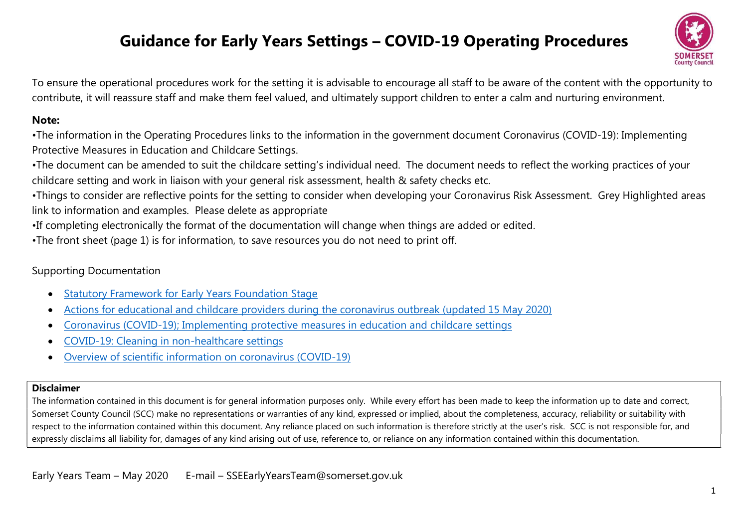# Guidance for Early Years Settings – COVID-19 Operating Procedures

To ensure the operational procedures work for the setting it is advisable to encourage all staff to be aware of the content with the opportunity to contribute, it will reassure staff and make them feel valued, and ultimately support children to enter a calm and nurturing environment.

**Note:**

•The information in the Operating Procedures links to the information in the government document Coronavirus (COVID-19): Implementing Protective Measures in Education and Childcare Settings.
•The document can be amended to suit the childcare setting's individual need. The document needs to reflect the working practices of your childcare setting and work in liaison with your general risk assessment, health & safety checks etc.
•Things to consider are reflective points for the setting to consider when developing your Coronavirus Risk Assessment. Grey Highlighted areas link to information and examples. Please delete as appropriate
•If completing electronically the format of the documentation will change when things are added or edited.
•The front sheet (page 1) is for information, to save resources you do not need to print off.

Supporting Documentation

- Statutory Framework for Early Years Foundation Stage
- Actions for educational and childcare providers during the coronavirus outbreak (updated 15 May 2020)
- Coronavirus (COVID-19); Implementing protective measures in education and childcare settings
- COVID-19: Cleaning in non-healthcare settings
- Overview of scientific information on coronavirus (COVID-19)

**Disclaimer**

The information contained in this document is for general information purposes only. While every effort has been made to keep the information up to date and correct, Somerset County Council (SCC) make no representations or warranties of any kind, expressed or implied, about the completeness, accuracy, reliability or suitability with respect to the information contained within this document. Any reliance placed on such information is therefore strictly at the user's risk. SCC is not responsible for, and expressly disclaims all liability for, damages of any kind arising out of use, reference to, or reliance on any information contained within this documentation.

Early Years Team – May 2020 E-mail – SSEEarlyYearsTeam@somerset.gov.uk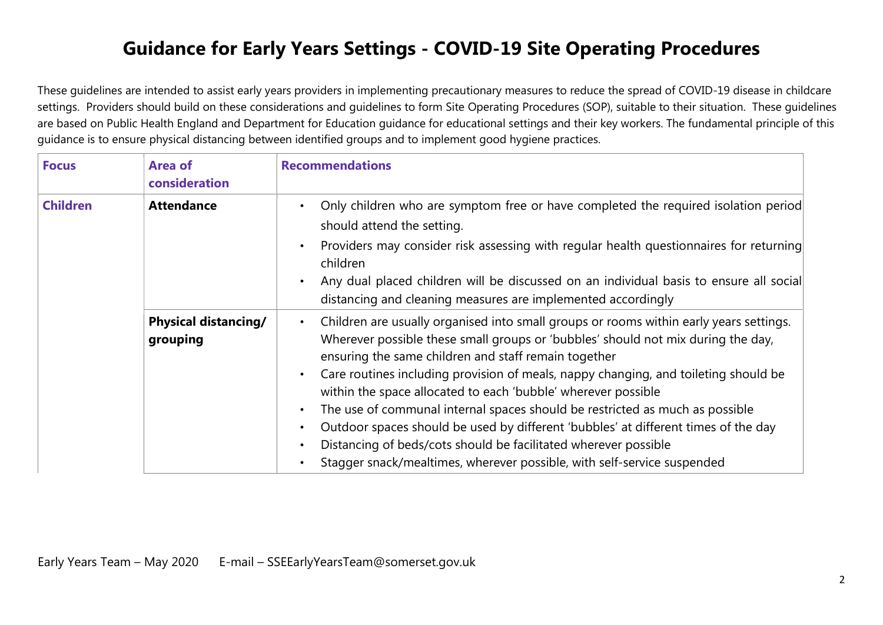# Guidance for Early Years Settings - COVID-19 Site Operating Procedures

These guidelines are intended to assist early years providers in implementing precautionary measures to reduce the spread of COVID-19 disease in childcare settings. Providers should build on these considerations and guidelines to form Site Operating Procedures (SOP), suitable to their situation. These guidelines are based on Public Health England and Department for Education guidance for educational settings and their key workers. The fundamental principle of this guidance is to ensure physical distancing between identified groups and to implement good hygiene practices.

| Focus | Area of consideration | Recommendations |
|---|---|---|
| **Children** | **Attendance** | • Only children who are symptom free or have completed the required isolation period should attend the setting.<br>• Providers may consider risk assessing with regular health questionnaires for returning children<br>• Any dual placed children will be discussed on an individual basis to ensure all social distancing and cleaning measures are implemented accordingly |
| | **Physical distancing/ grouping** | • Children are usually organised into small groups or rooms within early years settings. Wherever possible these small groups or 'bubbles' should not mix during the day, ensuring the same children and staff remain together<br>• Care routines including provision of meals, nappy changing, and toileting should be within the space allocated to each 'bubble' wherever possible<br>• The use of communal internal spaces should be restricted as much as possible<br>• Outdoor spaces should be used by different 'bubbles' at different times of the day<br>• Distancing of beds/cots should be facilitated wherever possible<br>• Stagger snack/mealtimes, wherever possible, with self-service suspended |

Early Years Team – May 2020 E-mail – SSEEarlyYearsTeam@somerset.gov.uk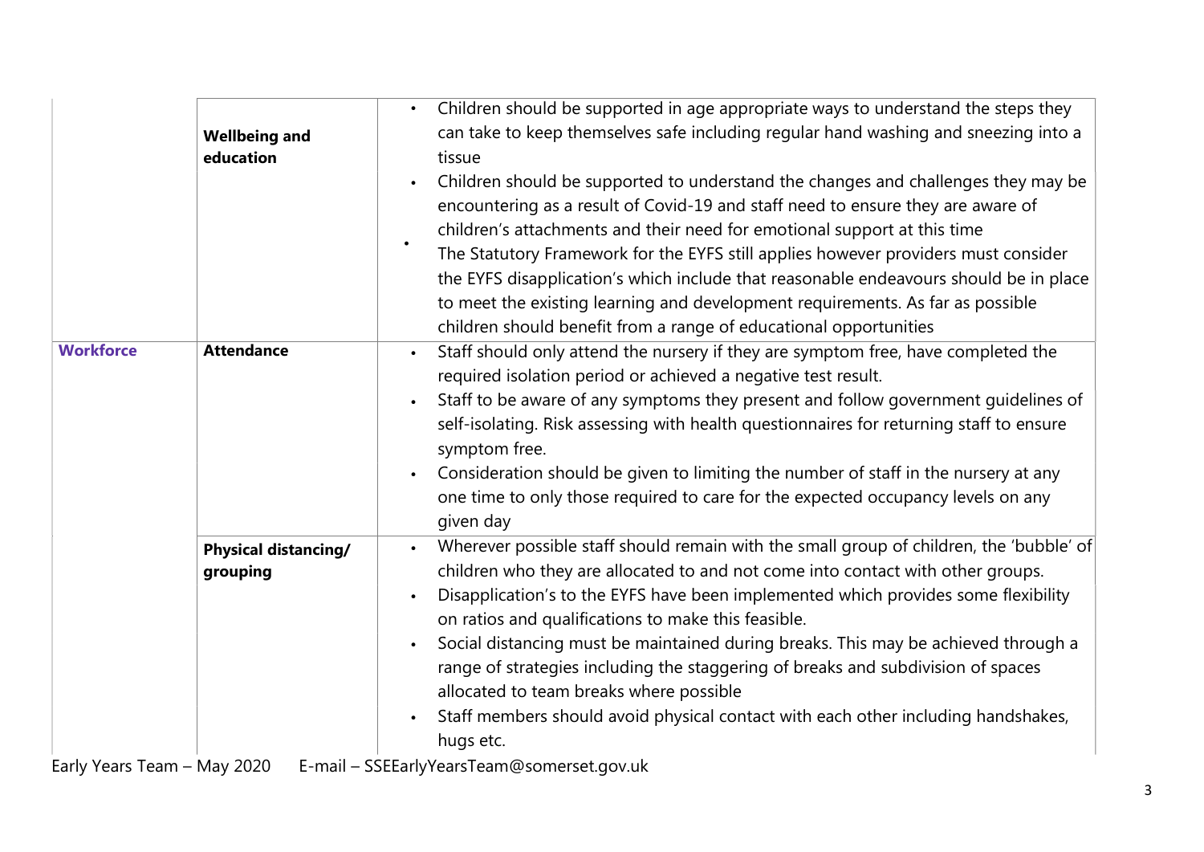| | | |
|---|---|---|
| | **Wellbeing and education** | • Children should be supported in age appropriate ways to understand the steps they can take to keep themselves safe including regular hand washing and sneezing into a tissue<br>• Children should be supported to understand the changes and challenges they may be encountering as a result of Covid-19 and staff need to ensure they are aware of children's attachments and their need for emotional support at this time<br>• The Statutory Framework for the EYFS still applies however providers must consider the EYFS disapplication's which include that reasonable endeavours should be in place to meet the existing learning and development requirements. As far as possible children should benefit from a range of educational opportunities |
| **Workforce** | **Attendance** | • Staff should only attend the nursery if they are symptom free, have completed the required isolation period or achieved a negative test result.<br>• Staff to be aware of any symptoms they present and follow government guidelines of self-isolating. Risk assessing with health questionnaires for returning staff to ensure symptom free.<br>• Consideration should be given to limiting the number of staff in the nursery at any one time to only those required to care for the expected occupancy levels on any given day |
| | **Physical distancing/ grouping** | • Wherever possible staff should remain with the small group of children, the 'bubble' of children who they are allocated to and not come into contact with other groups.<br>• Disapplication's to the EYFS have been implemented which provides some flexibility on ratios and qualifications to make this feasible.<br>• Social distancing must be maintained during breaks. This may be achieved through a range of strategies including the staggering of breaks and subdivision of spaces allocated to team breaks where possible<br>• Staff members should avoid physical contact with each other including handshakes, hugs etc. |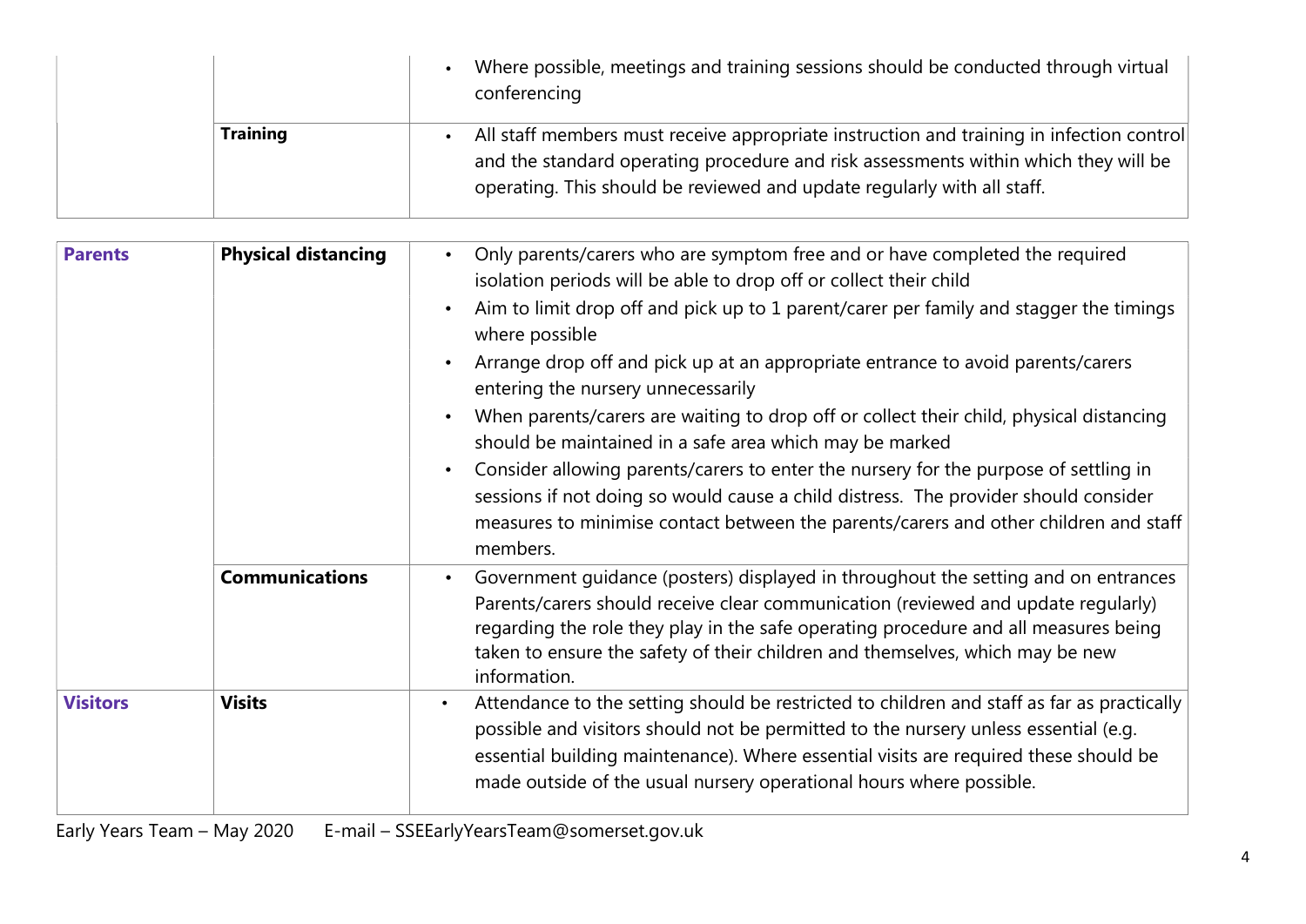| | | |
|---|---|---|
| | | • Where possible, meetings and training sessions should be conducted through virtual conferencing |
| | **Training** | • All staff members must receive appropriate instruction and training in infection control and the standard operating procedure and risk assessments within which they will be operating. This should be reviewed and update regularly with all staff. |

| | | |
|---|---|---|
| **Parents** | **Physical distancing** | • Only parents/carers who are symptom free and or have completed the required isolation periods will be able to drop off or collect their child<br>• Aim to limit drop off and pick up to 1 parent/carer per family and stagger the timings where possible<br>• Arrange drop off and pick up at an appropriate entrance to avoid parents/carers entering the nursery unnecessarily<br>• When parents/carers are waiting to drop off or collect their child, physical distancing should be maintained in a safe area which may be marked<br>• Consider allowing parents/carers to enter the nursery for the purpose of settling in sessions if not doing so would cause a child distress. The provider should consider measures to minimise contact between the parents/carers and other children and staff members. |
| | **Communications** | • Government guidance (posters) displayed in throughout the setting and on entrances Parents/carers should receive clear communication (reviewed and update regularly) regarding the role they play in the safe operating procedure and all measures being taken to ensure the safety of their children and themselves, which may be new information. |
| **Visitors** | **Visits** | • Attendance to the setting should be restricted to children and staff as far as practically possible and visitors should not be permitted to the nursery unless essential (e.g. essential building maintenance). Where essential visits are required these should be made outside of the usual nursery operational hours where possible. |

Early Years Team – May 2020 E-mail – SSEEarlyYearsTeam@somerset.gov.uk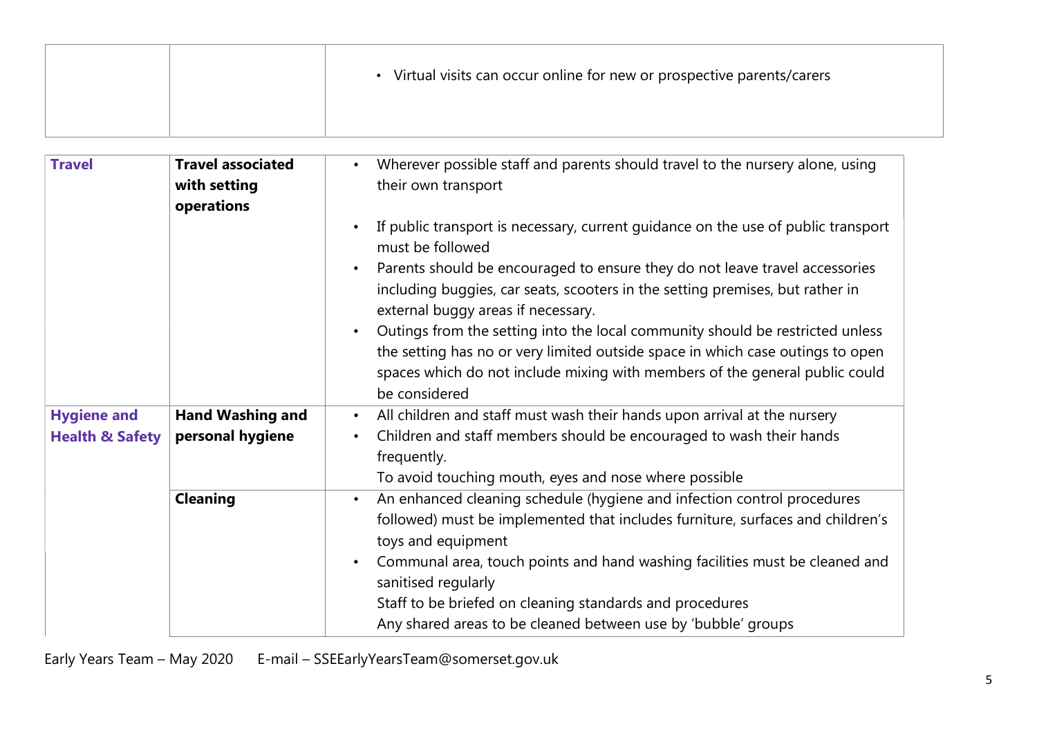| | | |
|---|---|---|
| | | • Virtual visits can occur online for new or prospective parents/carers |

| | | |
|---|---|---|
| **Travel** | **Travel associated with setting operations** | • Wherever possible staff and parents should travel to the nursery alone, using their own transport<br>• If public transport is necessary, current guidance on the use of public transport must be followed<br>• Parents should be encouraged to ensure they do not leave travel accessories including buggies, car seats, scooters in the setting premises, but rather in external buggy areas if necessary.<br>• Outings from the setting into the local community should be restricted unless the setting has no or very limited outside space in which case outings to open spaces which do not include mixing with members of the general public could be considered |
| **Hygiene and Health & Safety** | **Hand Washing and personal hygiene** | • All children and staff must wash their hands upon arrival at the nursery<br>• Children and staff members should be encouraged to wash their hands frequently.<br>To avoid touching mouth, eyes and nose where possible |
| | **Cleaning** | • An enhanced cleaning schedule (hygiene and infection control procedures followed) must be implemented that includes furniture, surfaces and children's toys and equipment<br>• Communal area, touch points and hand washing facilities must be cleaned and sanitised regularly<br>Staff to be briefed on cleaning standards and procedures<br>Any shared areas to be cleaned between use by 'bubble' groups |

Early Years Team – May 2020 E-mail – SSEEarlyYearsTeam@somerset.gov.uk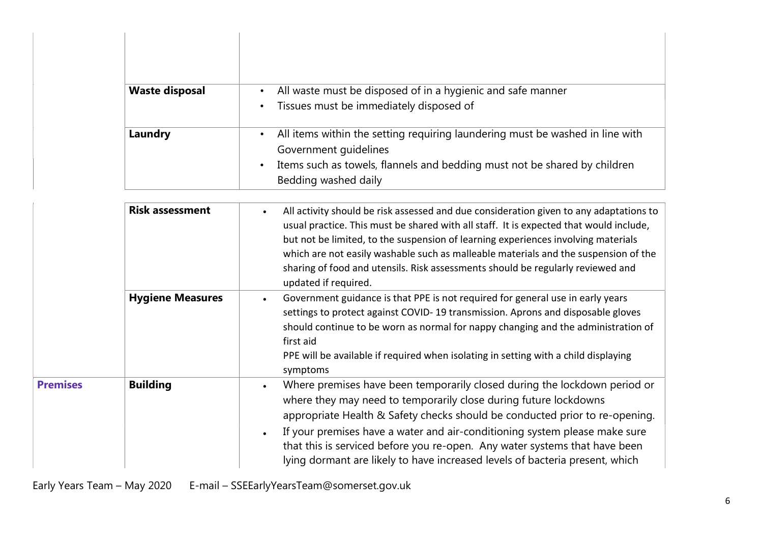| | | |
|---|---|---|
| | | |
| | **Waste disposal** | • All waste must be disposed of in a hygienic and safe manner<br>• Tissues must be immediately disposed of |
| | **Laundry** | • All items within the setting requiring laundering must be washed in line with Government guidelines<br>• Items such as towels, flannels and bedding must not be shared by children Bedding washed daily |

| | | |
|---|---|---|
| | **Risk assessment** | • All activity should be risk assessed and due consideration given to any adaptations to usual practice. This must be shared with all staff. It is expected that would include, but not be limited, to the suspension of learning experiences involving materials which are not easily washable such as malleable materials and the suspension of the sharing of food and utensils. Risk assessments should be regularly reviewed and updated if required. |
| | **Hygiene Measures** | • Government guidance is that PPE is not required for general use in early years settings to protect against COVID- 19 transmission. Aprons and disposable gloves should continue to be worn as normal for nappy changing and the administration of first aid<br>PPE will be available if required when isolating in setting with a child displaying symptoms |
| **Premises** | **Building** | • Where premises have been temporarily closed during the lockdown period or where they may need to temporarily close during future lockdowns appropriate Health & Safety checks should be conducted prior to re-opening.<br>• If your premises have a water and air-conditioning system please make sure that this is serviced before you re-open. Any water systems that have been lying dormant are likely to have increased levels of bacteria present, which |

Early Years Team – May 2020 E-mail – SSEEarlyYearsTeam@somerset.gov.uk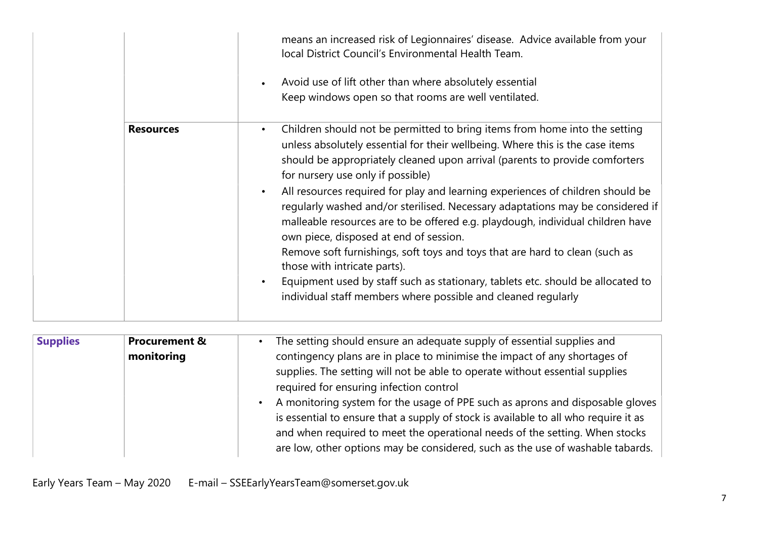| | | |
|---|---|---|
| | | means an increased risk of Legionnaires' disease. Advice available from your local District Council's Environmental Health Team.<br>• Avoid use of lift other than where absolutely essential<br>Keep windows open so that rooms are well ventilated. |
| | **Resources** | • Children should not be permitted to bring items from home into the setting unless absolutely essential for their wellbeing. Where this is the case items should be appropriately cleaned upon arrival (parents to provide comforters for nursery use only if possible)<br>• All resources required for play and learning experiences of children should be regularly washed and/or sterilised. Necessary adaptations may be considered if malleable resources are to be offered e.g. playdough, individual children have own piece, disposed at end of session.<br>Remove soft furnishings, soft toys and toys that are hard to clean (such as those with intricate parts).<br>• Equipment used by staff such as stationary, tablets etc. should be allocated to individual staff members where possible and cleaned regularly |

| | | |
|---|---|---|
| **Supplies** | **Procurement & monitoring** | • The setting should ensure an adequate supply of essential supplies and contingency plans are in place to minimise the impact of any shortages of supplies. The setting will not be able to operate without essential supplies required for ensuring infection control<br>• A monitoring system for the usage of PPE such as aprons and disposable gloves is essential to ensure that a supply of stock is available to all who require it as and when required to meet the operational needs of the setting. When stocks are low, other options may be considered, such as the use of washable tabards. |

Early Years Team – May 2020 E-mail – SSEEarlyYearsTeam@somerset.gov.uk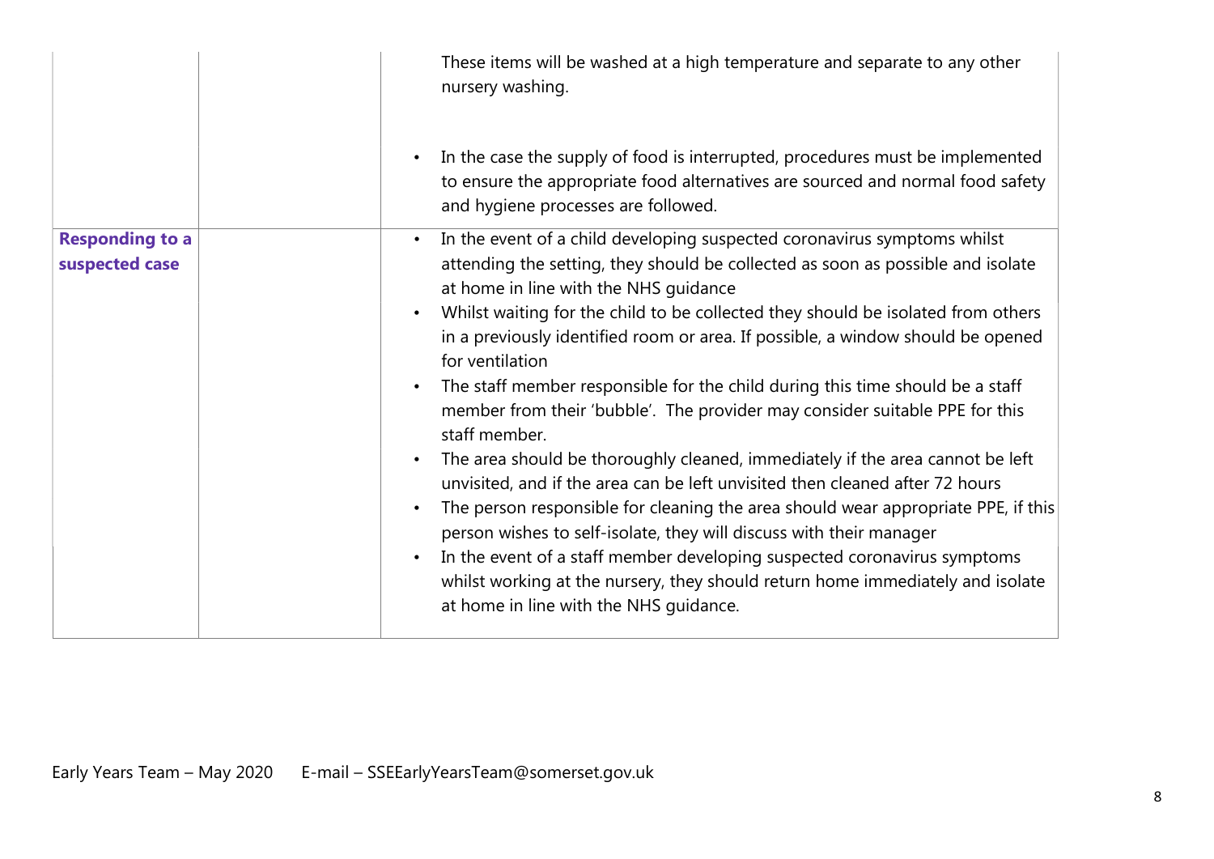| | | |
|---|---|---|
| | | These items will be washed at a high temperature and separate to any other nursery washing.<br><br>• In the case the supply of food is interrupted, procedures must be implemented to ensure the appropriate food alternatives are sourced and normal food safety and hygiene processes are followed. |
| **Responding to a suspected case** | | • In the event of a child developing suspected coronavirus symptoms whilst attending the setting, they should be collected as soon as possible and isolate at home in line with the NHS guidance<br>• Whilst waiting for the child to be collected they should be isolated from others in a previously identified room or area. If possible, a window should be opened for ventilation<br>• The staff member responsible for the child during this time should be a staff member from their 'bubble'. The provider may consider suitable PPE for this staff member.<br>• The area should be thoroughly cleaned, immediately if the area cannot be left unvisited, and if the area can be left unvisited then cleaned after 72 hours<br>• The person responsible for cleaning the area should wear appropriate PPE, if this person wishes to self-isolate, they will discuss with their manager<br>• In the event of a staff member developing suspected coronavirus symptoms whilst working at the nursery, they should return home immediately and isolate at home in line with the NHS guidance. |

Early Years Team – May 2020 E-mail – SSEEarlyYearsTeam@somerset.gov.uk